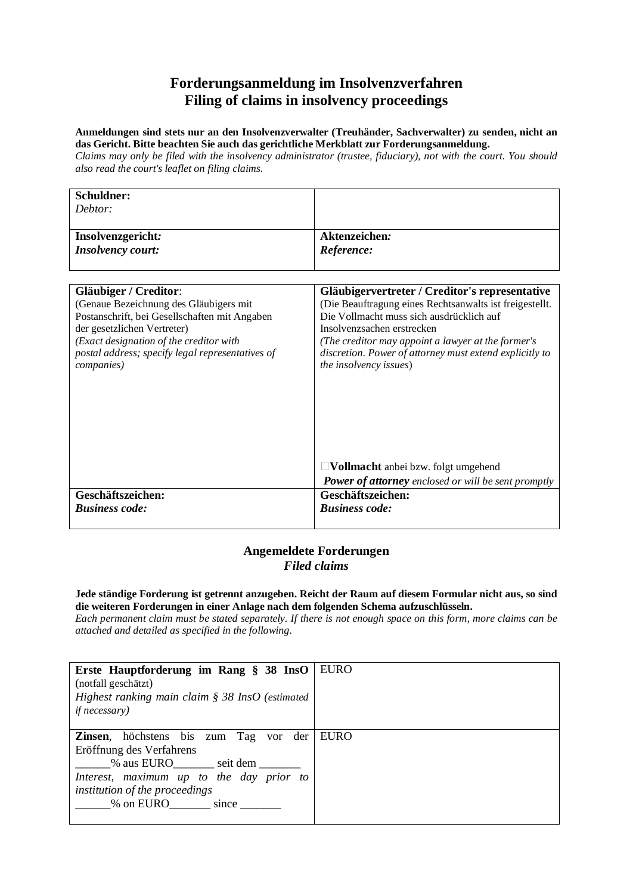# Forderungsanmeldung im Insolvenzverfahren
# Filing of claims in insolvency proceedings

**Anmeldungen sind stets nur an den Insolvenzverwalter (Treuhänder, Sachverwalter) zu senden, nicht an das Gericht. Bitte beachten Sie auch das gerichtliche Merkblatt zur Forderungsanmeldung.**
*Claims may only be filed with the insolvency administrator (trustee, fiduciary), not with the court. You should also read the court's leaflet on filing claims.*

| **Schuldner:**<br>*Debtor:* | |
|---|---|
| **Insolvenzgericht:**<br>***Insolvency court:*** | **Aktenzeichen:**<br>***Reference:*** |

| **Gläubiger / Creditor**:<br>(Genaue Bezeichnung des Gläubigers mit Postanschrift, bei Gesellschaften mit Angaben der gesetzlichen Vertreter)<br>*(Exact designation of the creditor with postal address; specify legal representatives of companies)* | **Gläubigervertreter / Creditor's representative**<br>(Die Beauftragung eines Rechtsanwalts ist freigestellt. Die Vollmacht muss sich ausdrücklich auf Insolvenzsachen erstrecken<br>*(The creditor may appoint a lawyer at the former's discretion. Power of attorney must extend explicitly to the insolvency issues*)<br><br>☐**Vollmacht** anbei bzw. folgt umgehend<br>***Power of attorney*** *enclosed or will be sent promptly* |
|---|---|
| **Geschäftszeichen:**<br>***Business code:*** | **Geschäftszeichen:**<br>***Business code:*** |

## Angemeldete Forderungen
## *Filed claims*

**Jede ständige Forderung ist getrennt anzugeben. Reicht der Raum auf diesem Formular nicht aus, so sind die weiteren Forderungen in einer Anlage nach dem folgenden Schema aufzuschlüsseln.**
*Each permanent claim must be stated separately. If there is not enough space on this form, more claims can be attached and detailed as specified in the following.*

| **Erste Hauptforderung im Rang § 38 InsO** (notfall geschätzt)<br>*Highest ranking main claim § 38 InsO (estimated if necessary)* | EURO |
|---|---|
| **Zinsen**, höchstens bis zum Tag vor der Eröffnung des Verfahrens<br>______% aus EURO_______ seit dem _______<br>*Interest, maximum up to the day prior to institution of the proceedings*<br>______% on EURO_______ since _______ | EURO |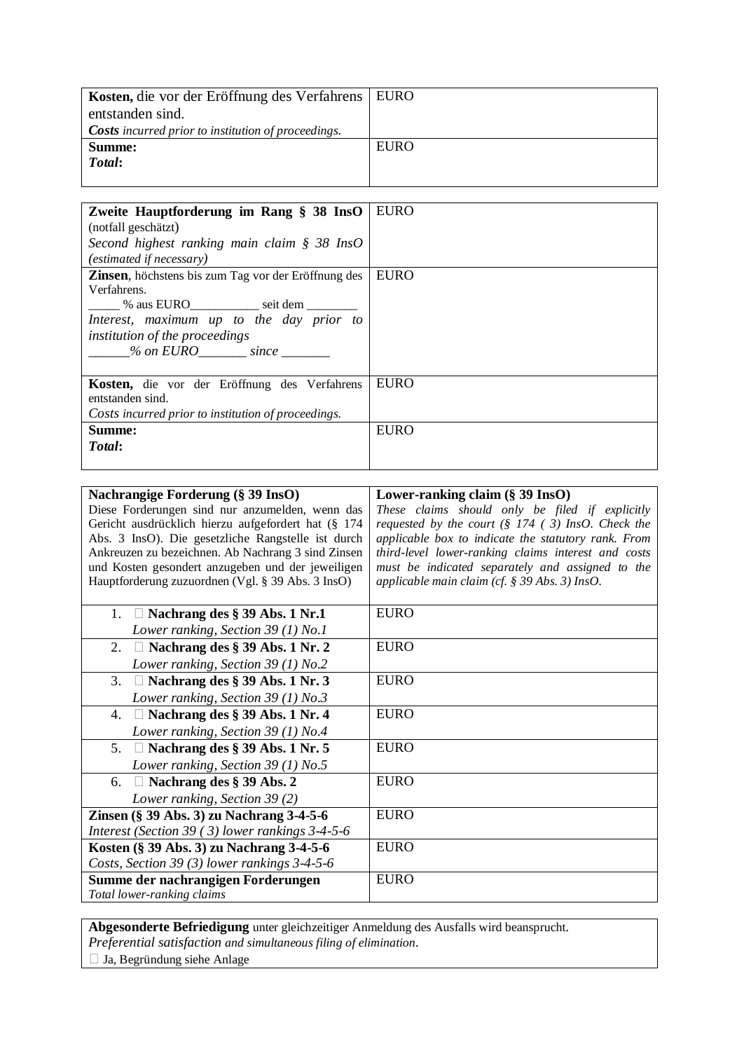| **Kosten,** die vor der Eröffnung des Verfahrens entstanden sind. *Costs incurred prior to institution of proceedings.* | EURO |
|---|---|
| **Summe:** ***Total*:** | EURO |

| **Zweite Hauptforderung im Rang § 38 InsO** (notfall geschätzt) *Second highest ranking main claim § 38 InsO (estimated if necessary)* | EURO |
|---|---|
| **Zinsen**, höchstens bis zum Tag vor der Eröffnung des Verfahrens. _____ % aus EURO___________ seit dem ________ *Interest, maximum up to the day prior to institution of the proceedings* *______% on EURO_______ since _______* | EURO |
| **Kosten,** die vor der Eröffnung des Verfahrens entstanden sind. *Costs incurred prior to institution of proceedings.* | EURO |
| **Summe:** ***Total*:** | EURO |

| **Nachrangige Forderung (§ 39 InsO)** Diese Forderungen sind nur anzumelden, wenn das Gericht ausdrücklich hierzu aufgefordert hat (§ 174 Abs. 3 InsO). Die gesetzliche Rangstelle ist durch Ankreuzen zu bezeichnen. Ab Nachrang 3 sind Zinsen und Kosten gesondert anzugeben und der jeweiligen Hauptforderung zuzuordnen (Vgl. § 39 Abs. 3 InsO) | **Lower-ranking claim (§ 39 InsO)** *These claims should only be filed if explicitly requested by the court (§ 174 ( 3) InsO. Check the applicable box to indicate the statutory rank. From third-level lower-ranking claims interest and costs must be indicated separately and assigned to the applicable main claim (cf. § 39 Abs. 3) InsO.* |
|---|---|
| 1. ☐ **Nachrang des § 39 Abs. 1 Nr.1** *Lower ranking, Section 39 (1) No.1* | EURO |
| 2. ☐ **Nachrang des § 39 Abs. 1 Nr. 2** *Lower ranking, Section 39 (1) No.2* | EURO |
| 3. ☐ **Nachrang des § 39 Abs. 1 Nr. 3** *Lower ranking, Section 39 (1) No.3* | EURO |
| 4. ☐ **Nachrang des § 39 Abs. 1 Nr. 4** *Lower ranking, Section 39 (1) No.4* | EURO |
| 5. ☐ **Nachrang des § 39 Abs. 1 Nr. 5** *Lower ranking, Section 39 (1) No.5* | EURO |
| 6. ☐ **Nachrang des § 39 Abs. 2** *Lower ranking, Section 39 (2)* | EURO |
| **Zinsen (§ 39 Abs. 3) zu Nachrang 3-4-5-6** *Interest (Section 39 ( 3) lower rankings 3-4-5-6* | EURO |
| **Kosten (§ 39 Abs. 3) zu Nachrang 3-4-5-6** *Costs, Section 39 (3) lower rankings 3-4-5-6* | EURO |
| **Summe der nachrangigen Forderungen** *Total lower-ranking claims* | EURO |

**Abgesonderte Befriedigung** unter gleichzeitiger Anmeldung des Ausfalls wird beansprucht.
*Preferential satisfaction and simultaneous filing of elimination.*
☐ Ja, Begründung siehe Anlage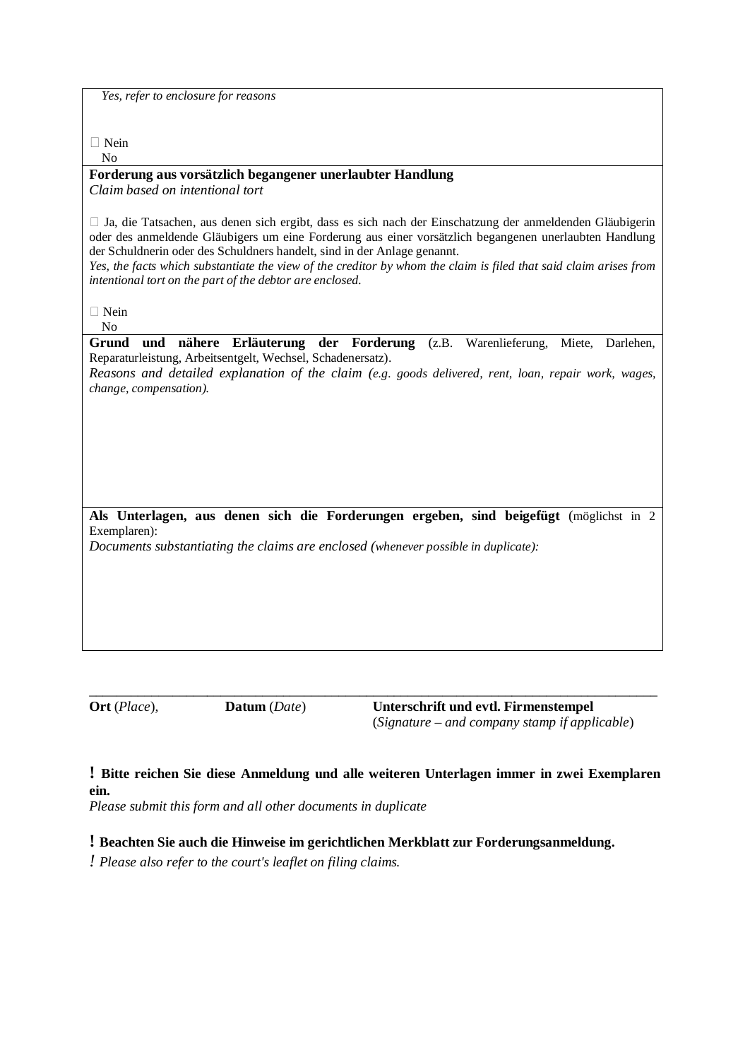*Yes, refer to enclosure for reasons*

☐ Nein
No

**Forderung aus vorsätzlich begangener unerlaubter Handlung**
*Claim based on intentional tort*

☐ Ja, die Tatsachen, aus denen sich ergibt, dass es sich nach der Einschatzung der anmeldenden Gläubigerin oder des anmeldende Gläubigers um eine Forderung aus einer vorsätzlich begangenen unerlaubten Handlung der Schuldnerin oder des Schuldners handelt, sind in der Anlage genannt.
*Yes, the facts which substantiate the view of the creditor by whom the claim is filed that said claim arises from intentional tort on the part of the debtor are enclosed.*

☐ Nein
No

**Grund und nähere Erläuterung der Forderung** (z.B. Warenlieferung, Miete, Darlehen, Reparaturleistung, Arbeitsentgelt, Wechsel, Schadenersatz).
*Reasons and detailed explanation of the claim (e.g. goods delivered, rent, loan, repair work, wages, change, compensation).*

**Als Unterlagen, aus denen sich die Forderungen ergeben, sind beigefügt** (möglichst in 2 Exemplaren):
*Documents substantiating the claims are enclosed (whenever possible in duplicate):*

\_\_\_\_\_\_\_\_\_\_\_\_\_\_\_\_\_\_\_\_\_\_\_\_\_\_\_\_\_\_\_\_\_\_\_\_\_\_\_\_\_\_\_\_\_\_\_\_\_\_\_\_\_\_\_\_\_\_\_\_\_\_\_\_\_\_\_\_\_\_\_\_

**Ort** (*Place*), **Datum** (*Date*) **Unterschrift und evtl. Firmenstempel** (*Signature – and company stamp if applicable*)

**! Bitte reichen Sie diese Anmeldung und alle weiteren Unterlagen immer in zwei Exemplaren ein.**
*Please submit this form and all other documents in duplicate*

**! Beachten Sie auch die Hinweise im gerichtlichen Merkblatt zur Forderungsanmeldung.**
*! Please also refer to the court's leaflet on filing claims.*